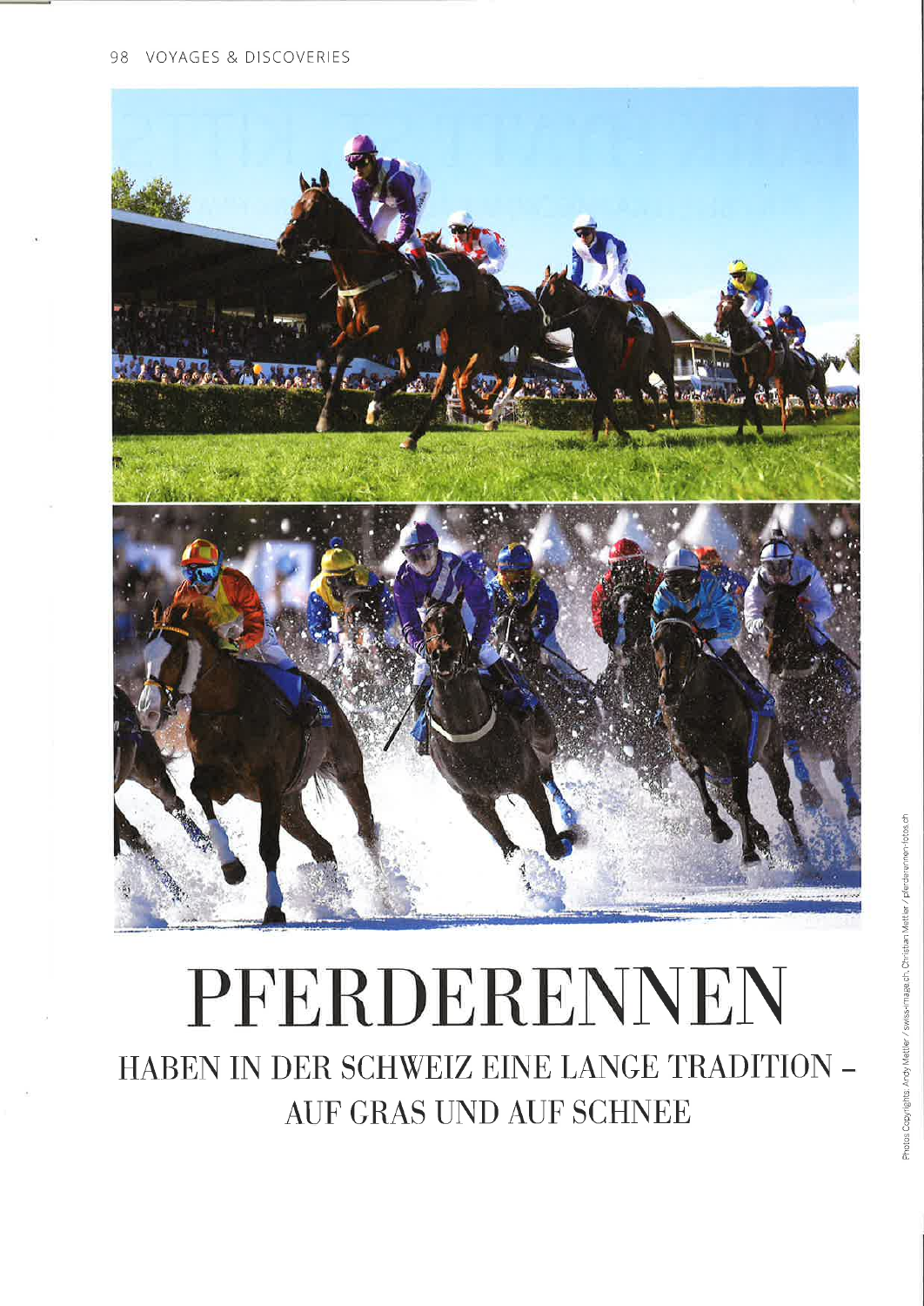# PFERDERENNEN

## HABEN IN DER SCHWEIZ EINE LANGE TRADITION – AUF GRAS UND AUF SCHNEE

Photos Copyrights: Andy Mettler / swiss-image.ch, Christian Mettler / pferderennen-fotos.ch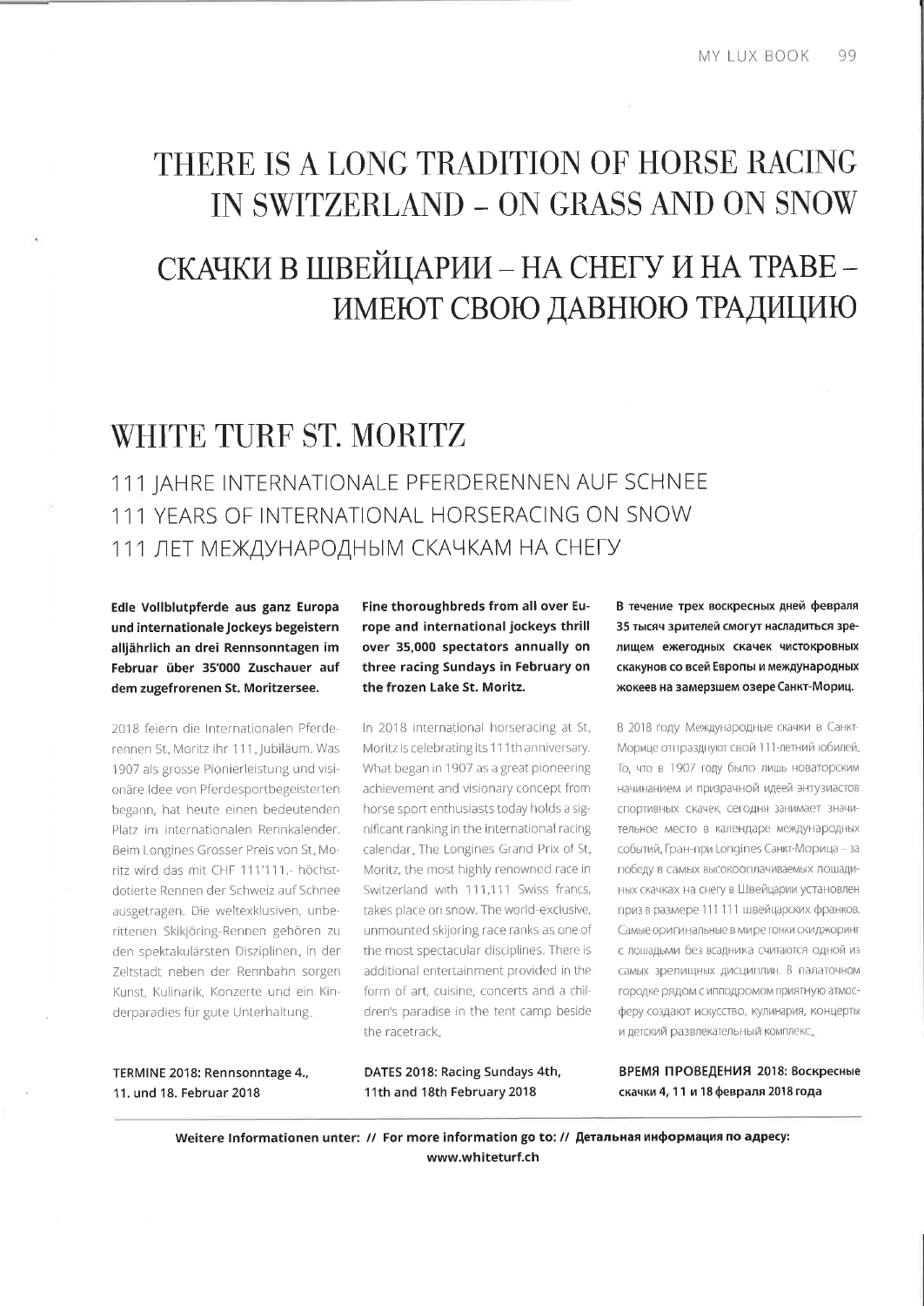# THERE IS A LONG TRADITION OF HORSE RACING IN SWITZERLAND – ON GRASS AND ON SNOW

# СКАЧКИ В ШВЕЙЦАРИИ – НА СНЕГУ И НА ТРАВЕ – ИМЕЮТ СВОЮ ДАВНЮЮ ТРАДИЦИЮ

## WHITE TURF ST. MORITZ

### 111 JAHRE INTERNATIONALE PFERDERENNEN AUF SCHNEE
### 111 YEARS OF INTERNATIONAL HORSERACING ON SNOW
### 111 ЛЕТ МЕЖДУНАРОДНЫМ СКАЧКАМ НА СНЕГУ

**Edle Vollblutpferde aus ganz Europa und internationale Jockeys begeistern alljährlich an drei Rennsonntagen im Februar über 35'000 Zuschauer auf dem zugefrorenen St. Moritzersee.**

2018 feiern die Internationalen Pferderennen St. Moritz ihr 111. Jubiläum. Was 1907 als grosse Pionierleistung und visionäre Idee von Pferdesportbegeisterten begann, hat heute einen bedeutenden Platz im internationalen Rennkalender. Beim Longines Grosser Preis von St. Moritz wird das mit CHF 111'111.- höchstdotierte Rennen der Schweiz auf Schnee ausgetragen. Die weltexklusiven, unberittenen Skikjöring-Rennen gehören zu den spektakulärsten Disziplinen. In der Zeltstadt neben der Rennbahn sorgen Kunst, Kulinarik, Konzerte und ein Kinderparadies für gute Unterhaltung.

**TERMINE 2018: Rennsonntage 4., 11. und 18. Februar 2018**

**Fine thoroughbreds from all over Europe and international jockeys thrill over 35,000 spectators annually on three racing Sundays in February on the frozen Lake St. Moritz.**

In 2018 international horseracing at St. Moritz is celebrating its 111th anniversary. What began in 1907 as a great pioneering achievement and visionary concept from horse sport enthusiasts today holds a significant ranking in the international racing calendar. The Longines Grand Prix of St. Moritz, the most highly renowned race in Switzerland with 111,111 Swiss francs, takes place on snow. The world-exclusive, unmounted skijoring race ranks as one of the most spectacular disciplines. There is additional entertainment provided in the form of art, cuisine, concerts and a children's paradise in the tent camp beside the racetrack.

**DATES 2018: Racing Sundays 4th, 11th and 18th February 2018**

**В течение трех воскресных дней февраля 35 тысяч зрителей смогут насладиться зрелищем ежегодных скачек чистокровных скакунов со всей Европы и международных жокеев на замерзшем озере Санкт-Мориц.**

В 2018 году Международные скачки в Санкт-Морице отпразднуют свой 111-летний юбилей. То, что в 1907 году было лишь новаторским начинанием и призрачной идеей энтузиастов спортивных скачек, сегодня занимает значительное место в календаре международных событий. Гран-при Longines Санкт-Морица – за победу в самых высокооплачиваемых лошадиных скачках на снегу в Швейцарии установлен приз в размере 111 111 швейцарских франков. Самые оригинальные в мире гонки скиджоринг с лошадьми без всадника считаются одной из самых зрелищных дисциплин. В палаточном городке рядом с ипподромом приятную атмосферу создают искусство, кулинария, концерты и детский развлекательный комплекс.

**ВРЕМЯ ПРОВЕДЕНИЯ 2018: Воскресные скачки 4, 11 и 18 февраля 2018 года**

**Weitere Informationen unter: // For more information go to: // Детальная информация по адресу: www.whiteturf.ch**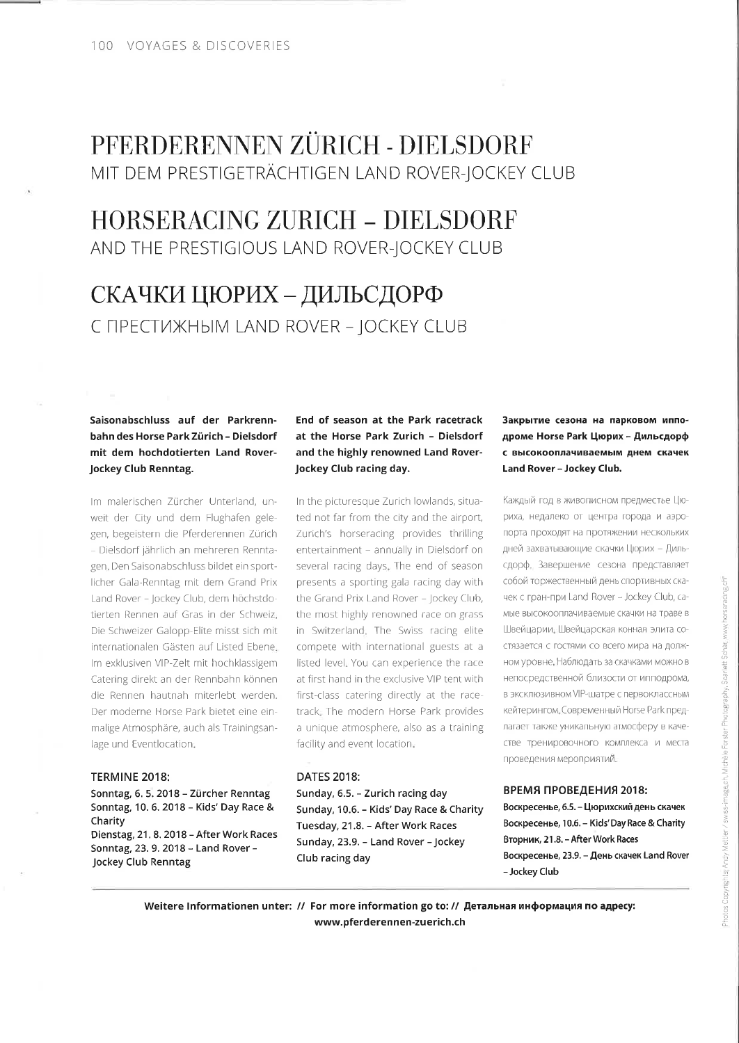# PFERDERENNEN ZÜRICH - DIELSDORF

MIT DEM PRESTIGETRÄCHTIGEN LAND ROVER-JOCKEY CLUB

# HORSERACING ZURICH – DIELSDORF

AND THE PRESTIGIOUS LAND ROVER-JOCKEY CLUB

# СКАЧКИ ЦЮРИХ – ДИЛЬСДОРФ

С ПРЕСТИЖНЫМ LAND ROVER – JOCKEY CLUB

**Saisonabschluss auf der Parkrennbahn des Horse Park Zürich – Dielsdorf mit dem hochdotierten Land Rover-Jockey Club Renntag.**

Im malerischen Zürcher Unterland, unweit der City und dem Flughafen gelegen, begeistern die Pferderennen Zürich – Dielsdorf jährlich an mehreren Renntagen. Den Saisonabschluss bildet ein sportlicher Gala-Renntag mit dem Grand Prix Land Rover – Jockey Club, dem höchstdotierten Rennen auf Gras in der Schweiz. Die Schweizer Galopp-Elite misst sich mit internationalen Gästen auf Listed Ebene. Im exklusiven VIP-Zelt mit hochklassigem Catering direkt an der Rennbahn können die Rennen hautnah miterlebt werden. Der moderne Horse Park bietet eine einmalige Atmosphäre, auch als Trainingsanlage und Eventlocation.

**TERMINE 2018:**

**Sonntag, 6. 5. 2018 – Zürcher Renntag**
**Sonntag, 10. 6. 2018 – Kids' Day Race & Charity**
**Dienstag, 21. 8. 2018 – After Work Races**
**Sonntag, 23. 9. 2018 – Land Rover – Jockey Club Renntag**

**End of season at the Park racetrack at the Horse Park Zurich – Dielsdorf and the highly renowned Land Rover-Jockey Club racing day.**

In the picturesque Zurich lowlands, situated not far from the city and the airport, Zurich's horseracing provides thrilling entertainment – annually in Dielsdorf on several racing days. The end of season presents a sporting gala racing day with the Grand Prix Land Rover – Jockey Club, the most highly renowned race on grass in Switzerland. The Swiss racing elite compete with international guests at a listed level. You can experience the race at first hand in the exclusive VIP tent with first-class catering directly at the racetrack. The modern Horse Park provides a unique atmosphere, also as a training facility and event location.

**DATES 2018:**

**Sunday, 6.5. – Zurich racing day**
**Sunday, 10.6. – Kids' Day Race & Charity**
**Tuesday, 21.8. – After Work Races**
**Sunday, 23.9. – Land Rover – Jockey Club racing day**

**Закрытие сезона на парковом ипподроме Horse Park Цюрих – Дильсдорф с высокооплачиваемым днем скачек Land Rover – Jockey Club.**

Каждый год в живописном предместье Цюриха, недалеко от центра города и аэропорта проходят на протяжении нескольких дней захватывающие скачки Цюрих – Дильсдорф. Завершение сезона представляет собой торжественный день спортивных скачек с гран-при Land Rover – Jockey Club, самые высокооплачиваемые скачки на траве в Швейцарии. Швейцарская конная элита состязается с гостями со всего мира на должном уровне. Наблюдать за скачками можно в непосредственной близости от ипподрома, в эксклюзивном VIP-шатре с первоклассным кейтерингом. Современный Horse Park предлагает также уникальную атмосферу в качестве тренировочного комплекса и места проведения мероприятий.

**ВРЕМЯ ПРОВЕДЕНИЯ 2018:**

**Воскресенье, 6.5. – Цюрихский день скачек**
**Воскресенье, 10.6. – Kids' Day Race & Charity**
**Вторник, 21.8. – After Work Races**
**Воскресенье, 23.9. – День скачек Land Rover – Jockey Club**

**Weitere Informationen unter: // For more information go to: // Детальная информация по адресу: www.pferderennen-zuerich.ch**

Photos Copyrights: Andy Mettler / swiss-image.ch, Michèle Forster Photography, Scarlett Schär, www.horseracing.ch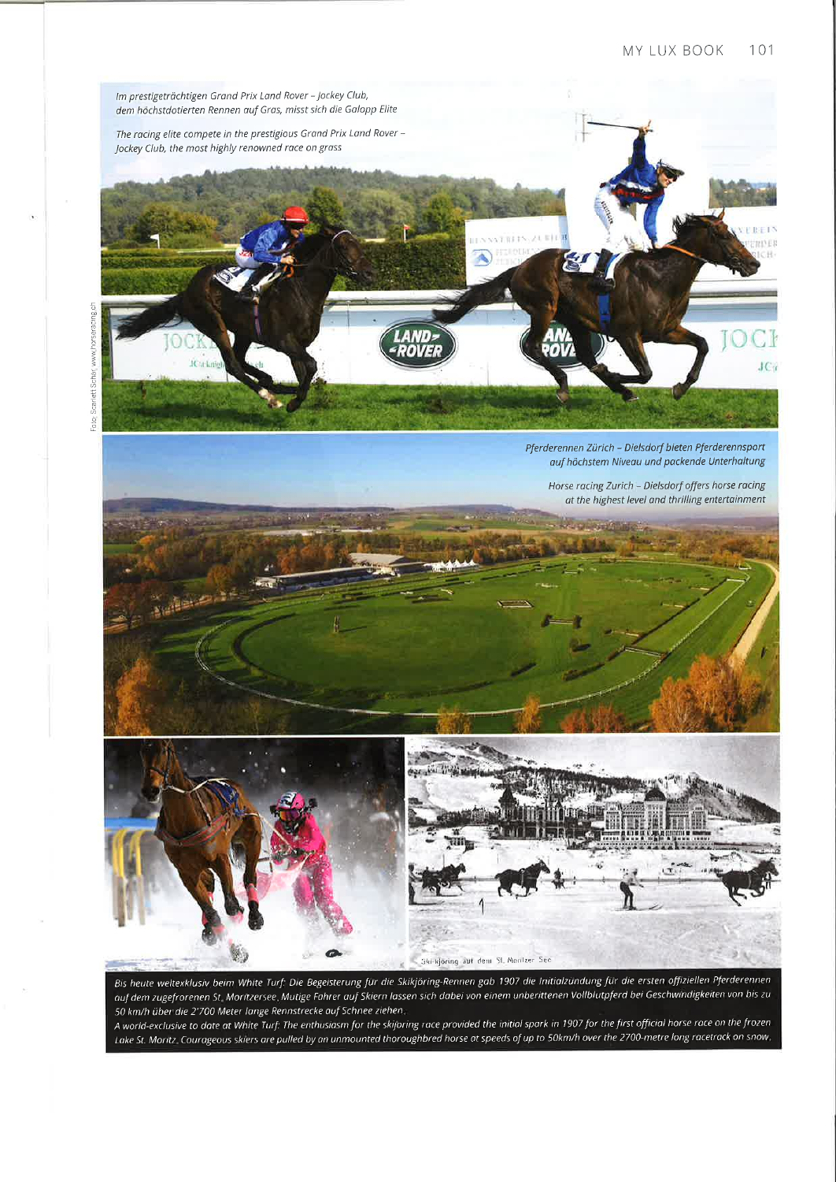*Im prestigeträchtigen Grand Prix Land Rover – Jockey Club, dem höchstdotierten Rennen auf Gras, misst sich die Galopp Elite*

*The racing elite compete in the prestigious Grand Prix Land Rover – Jockey Club, the most highly renowned race on grass*

Foto: Scarlett Scher, www.horseracing.ch

*Pferderennen Zürich – Dielsdorf bieten Pferderennsport auf höchstem Niveau und packende Unterhaltung*

*Horse racing Zurich – Dielsdorf offers horse racing at the highest level and thrilling entertainment*

Skikjöring auf dem St. Moritzer See

*Bis heute weltexklusiv beim White Turf: Die Begeisterung für die Skikjöring-Rennen gab 1907 die Initialzündung für die ersten offiziellen Pferderennen auf dem zugefrorenen St. Moritzersee. Mutige Fahrer auf Skiern lassen sich dabei von einem unberittenen Vollblutpferd bei Geschwindigkeiten von bis zu 50 km/h über die 2'700 Meter lange Rennstrecke auf Schnee ziehen.*

*A world-exclusive to date at White Turf: The enthusiasm for the skijoring race provided the initial spark in 1907 for the first official horse race on the frozen Lake St. Moritz. Courageous skiers are pulled by an unmounted thoroughbred horse at speeds of up to 50km/h over the 2700-metre long racetrack on snow.*